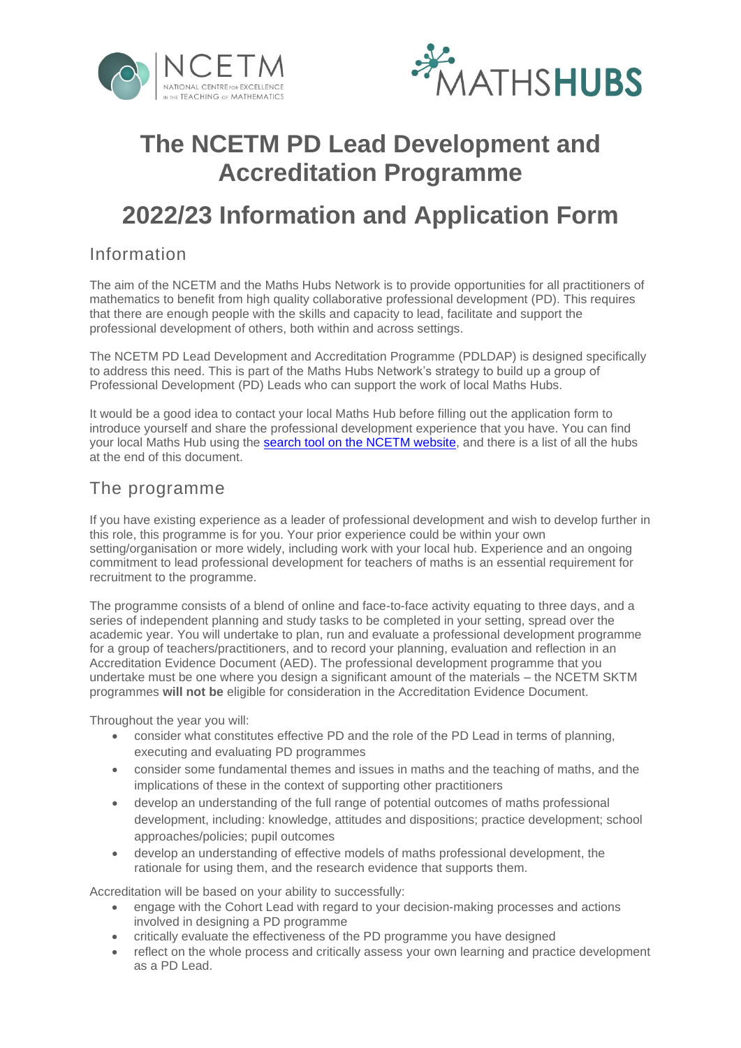# The NCETM PD Lead Development and Accreditation Programme

# 2022/23 Information and Application Form

## Information

The aim of the NCETM and the Maths Hubs Network is to provide opportunities for all practitioners of mathematics to benefit from high quality collaborative professional development (PD). This requires that there are enough people with the skills and capacity to lead, facilitate and support the professional development of others, both within and across settings.

The NCETM PD Lead Development and Accreditation Programme (PDLDAP) is designed specifically to address this need. This is part of the Maths Hubs Network's strategy to build up a group of Professional Development (PD) Leads who can support the work of local Maths Hubs.

It would be a good idea to contact your local Maths Hub before filling out the application form to introduce yourself and share the professional development experience that you have. You can find your local Maths Hub using the search tool on the NCETM website, and there is a list of all the hubs at the end of this document.

## The programme

If you have existing experience as a leader of professional development and wish to develop further in this role, this programme is for you. Your prior experience could be within your own setting/organisation or more widely, including work with your local hub. Experience and an ongoing commitment to lead professional development for teachers of maths is an essential requirement for recruitment to the programme.

The programme consists of a blend of online and face-to-face activity equating to three days, and a series of independent planning and study tasks to be completed in your setting, spread over the academic year. You will undertake to plan, run and evaluate a professional development programme for a group of teachers/practitioners, and to record your planning, evaluation and reflection in an Accreditation Evidence Document (AED). The professional development programme that you undertake must be one where you design a significant amount of the materials – the NCETM SKTM programmes **will not be** eligible for consideration in the Accreditation Evidence Document.

Throughout the year you will:

- consider what constitutes effective PD and the role of the PD Lead in terms of planning, executing and evaluating PD programmes
- consider some fundamental themes and issues in maths and the teaching of maths, and the implications of these in the context of supporting other practitioners
- develop an understanding of the full range of potential outcomes of maths professional development, including: knowledge, attitudes and dispositions; practice development; school approaches/policies; pupil outcomes
- develop an understanding of effective models of maths professional development, the rationale for using them, and the research evidence that supports them.

Accreditation will be based on your ability to successfully:

- engage with the Cohort Lead with regard to your decision-making processes and actions involved in designing a PD programme
- critically evaluate the effectiveness of the PD programme you have designed
- reflect on the whole process and critically assess your own learning and practice development as a PD Lead.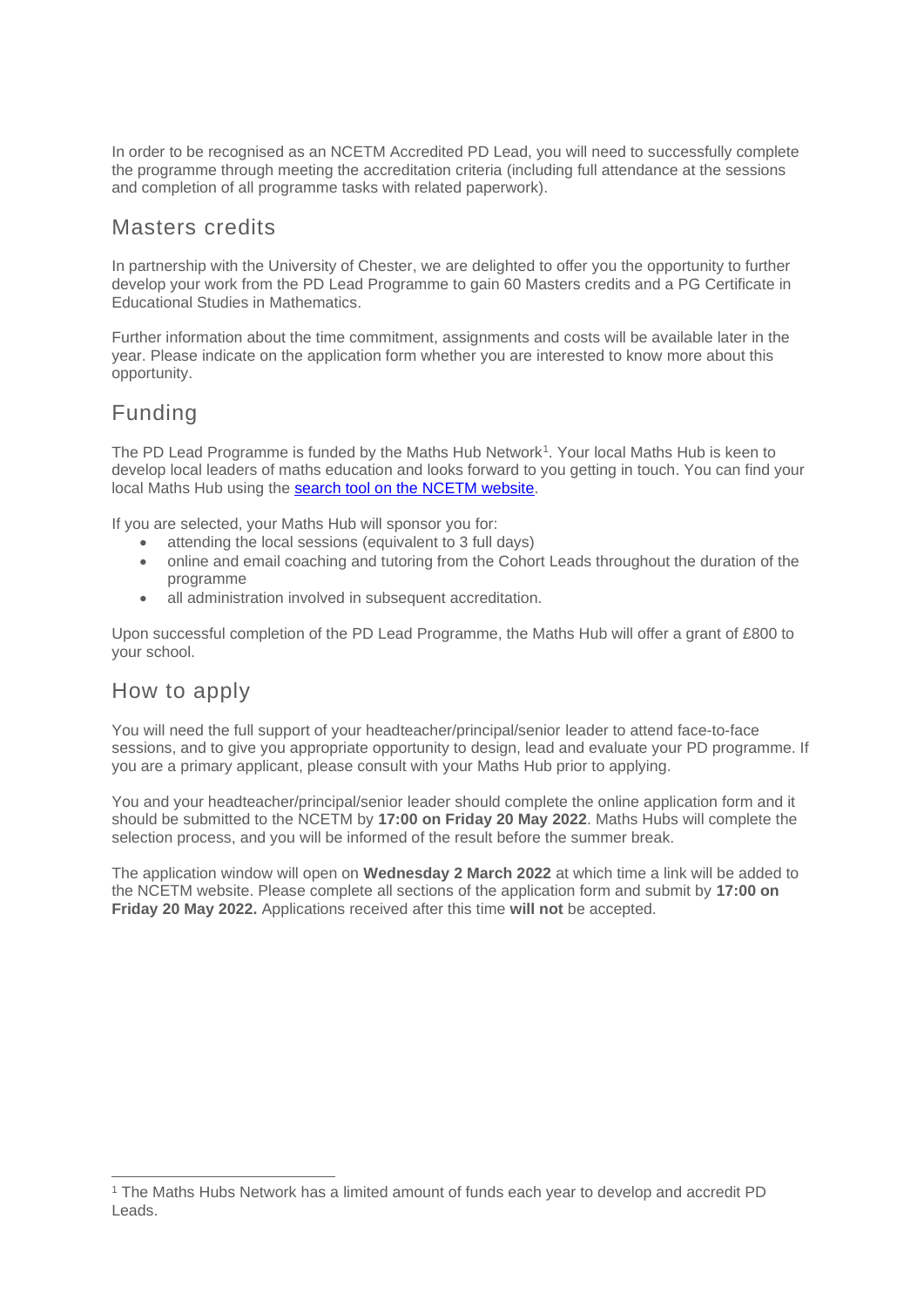In order to be recognised as an NCETM Accredited PD Lead, you will need to successfully complete the programme through meeting the accreditation criteria (including full attendance at the sessions and completion of all programme tasks with related paperwork).

## Masters credits

In partnership with the University of Chester, we are delighted to offer you the opportunity to further develop your work from the PD Lead Programme to gain 60 Masters credits and a PG Certificate in Educational Studies in Mathematics.

Further information about the time commitment, assignments and costs will be available later in the year. Please indicate on the application form whether you are interested to know more about this opportunity.

## Funding

The PD Lead Programme is funded by the Maths Hub Network[1]. Your local Maths Hub is keen to develop local leaders of maths education and looks forward to you getting in touch. You can find your local Maths Hub using the [search tool on the NCETM website](search tool on the NCETM website).

If you are selected, your Maths Hub will sponsor you for:

- attending the local sessions (equivalent to 3 full days)
- online and email coaching and tutoring from the Cohort Leads throughout the duration of the programme
- all administration involved in subsequent accreditation.

Upon successful completion of the PD Lead Programme, the Maths Hub will offer a grant of £800 to your school.

## How to apply

You will need the full support of your headteacher/principal/senior leader to attend face-to-face sessions, and to give you appropriate opportunity to design, lead and evaluate your PD programme. If you are a primary applicant, please consult with your Maths Hub prior to applying.

You and your headteacher/principal/senior leader should complete the online application form and it should be submitted to the NCETM by **17:00 on Friday 20 May 2022**. Maths Hubs will complete the selection process, and you will be informed of the result before the summer break.

The application window will open on **Wednesday 2 March 2022** at which time a link will be added to the NCETM website. Please complete all sections of the application form and submit by **17:00 on Friday 20 May 2022.** Applications received after this time **will not** be accepted.

[1] The Maths Hubs Network has a limited amount of funds each year to develop and accredit PD Leads.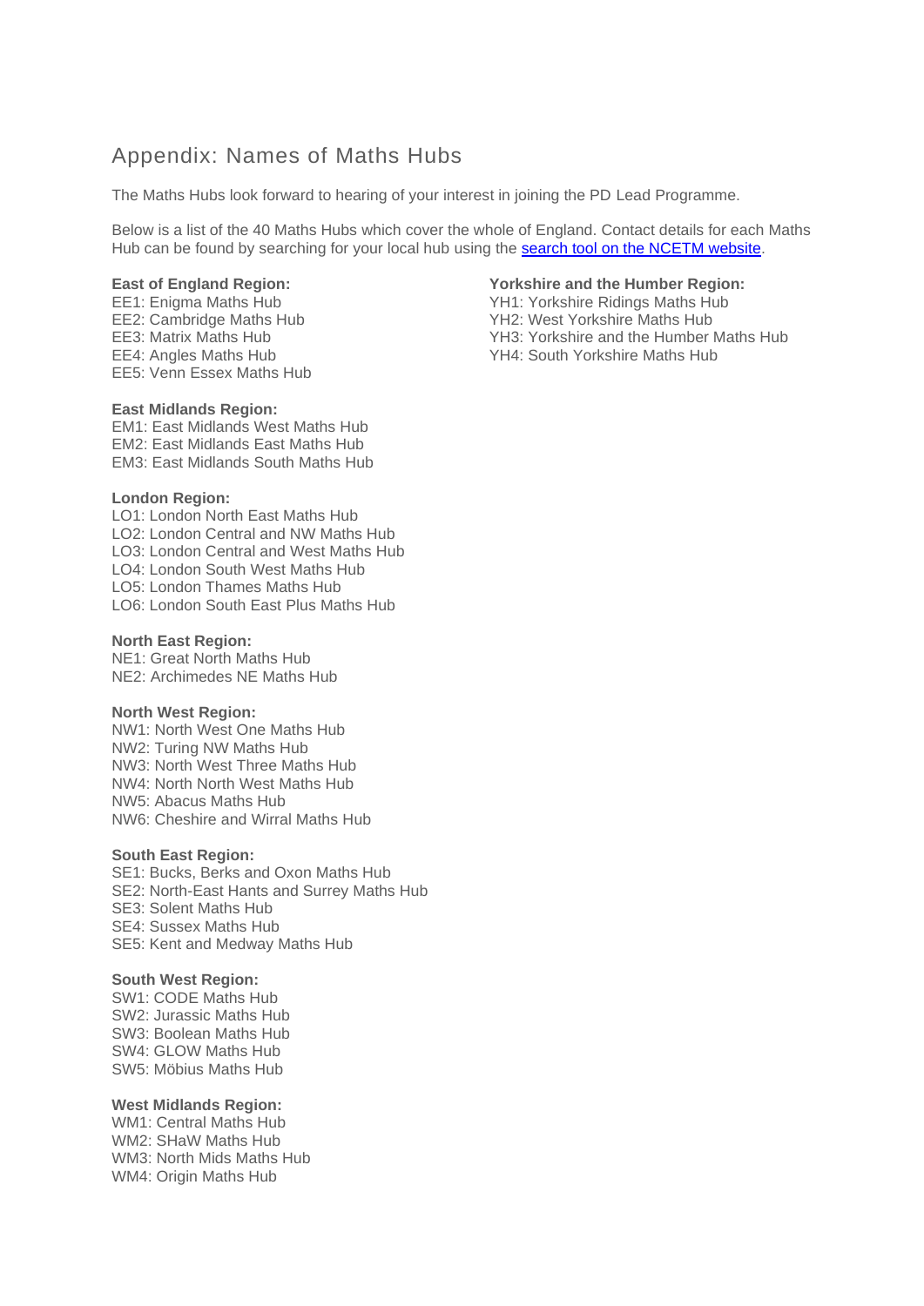## Appendix: Names of Maths Hubs

The Maths Hubs look forward to hearing of your interest in joining the PD Lead Programme.

Below is a list of the 40 Maths Hubs which cover the whole of England. Contact details for each Maths Hub can be found by searching for your local hub using the [search tool on the NCETM website](#).

**East of England Region:**
EE1: Enigma Maths Hub
EE2: Cambridge Maths Hub
EE3: Matrix Maths Hub
EE4: Angles Maths Hub
EE5: Venn Essex Maths Hub

**East Midlands Region:**
EM1: East Midlands West Maths Hub
EM2: East Midlands East Maths Hub
EM3: East Midlands South Maths Hub

**London Region:**
LO1: London North East Maths Hub
LO2: London Central and NW Maths Hub
LO3: London Central and West Maths Hub
LO4: London South West Maths Hub
LO5: London Thames Maths Hub
LO6: London South East Plus Maths Hub

**North East Region:**
NE1: Great North Maths Hub
NE2: Archimedes NE Maths Hub

**North West Region:**
NW1: North West One Maths Hub
NW2: Turing NW Maths Hub
NW3: North West Three Maths Hub
NW4: North North West Maths Hub
NW5: Abacus Maths Hub
NW6: Cheshire and Wirral Maths Hub

**South East Region:**
SE1: Bucks, Berks and Oxon Maths Hub
SE2: North-East Hants and Surrey Maths Hub
SE3: Solent Maths Hub
SE4: Sussex Maths Hub
SE5: Kent and Medway Maths Hub

**South West Region:**
SW1: CODE Maths Hub
SW2: Jurassic Maths Hub
SW3: Boolean Maths Hub
SW4: GLOW Maths Hub
SW5: Möbius Maths Hub

**West Midlands Region:**
WM1: Central Maths Hub
WM2: SHaW Maths Hub
WM3: North Mids Maths Hub
WM4: Origin Maths Hub

**Yorkshire and the Humber Region:**
YH1: Yorkshire Ridings Maths Hub
YH2: West Yorkshire Maths Hub
YH3: Yorkshire and the Humber Maths Hub
YH4: South Yorkshire Maths Hub